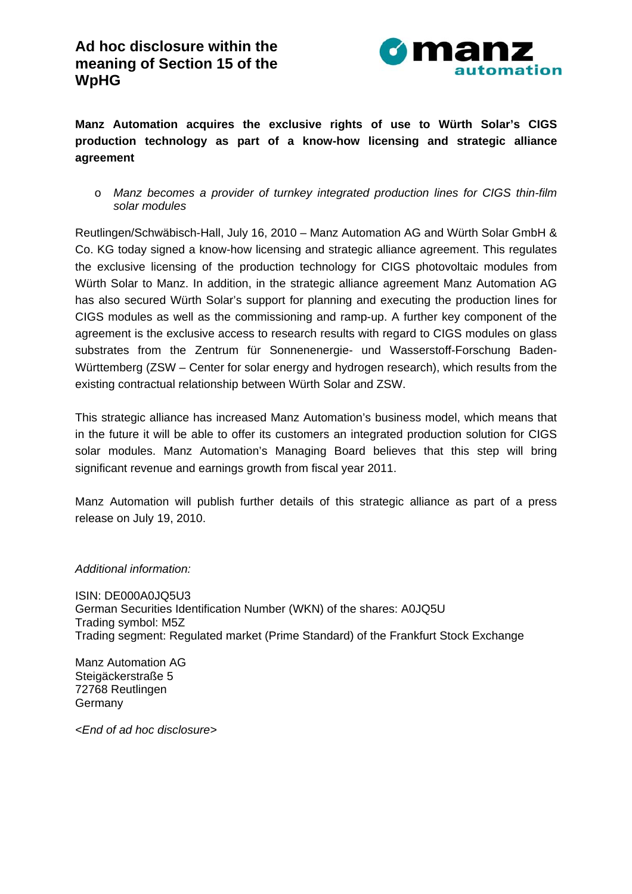# Ad hoc disclosure within the meaning of Section 15 of the WpHG

**Manz Automation acquires the exclusive rights of use to Würth Solar's CIGS production technology as part of a know-how licensing and strategic alliance agreement**

- *Manz becomes a provider of turnkey integrated production lines for CIGS thin-film solar modules*

Reutlingen/Schwäbisch-Hall, July 16, 2010 – Manz Automation AG and Würth Solar GmbH & Co. KG today signed a know-how licensing and strategic alliance agreement. This regulates the exclusive licensing of the production technology for CIGS photovoltaic modules from Würth Solar to Manz. In addition, in the strategic alliance agreement Manz Automation AG has also secured Würth Solar's support for planning and executing the production lines for CIGS modules as well as the commissioning and ramp-up. A further key component of the agreement is the exclusive access to research results with regard to CIGS modules on glass substrates from the Zentrum für Sonnenenergie- und Wasserstoff-Forschung Baden-Württemberg (ZSW – Center for solar energy and hydrogen research), which results from the existing contractual relationship between Würth Solar and ZSW.

This strategic alliance has increased Manz Automation's business model, which means that in the future it will be able to offer its customers an integrated production solution for CIGS solar modules. Manz Automation's Managing Board believes that this step will bring significant revenue and earnings growth from fiscal year 2011.

Manz Automation will publish further details of this strategic alliance as part of a press release on July 19, 2010.

*Additional information:*

ISIN: DE000A0JQ5U3
German Securities Identification Number (WKN) of the shares: A0JQ5U
Trading symbol: M5Z
Trading segment: Regulated market (Prime Standard) of the Frankfurt Stock Exchange

Manz Automation AG
Steigäckerstraße 5
72768 Reutlingen
Germany

*<End of ad hoc disclosure>*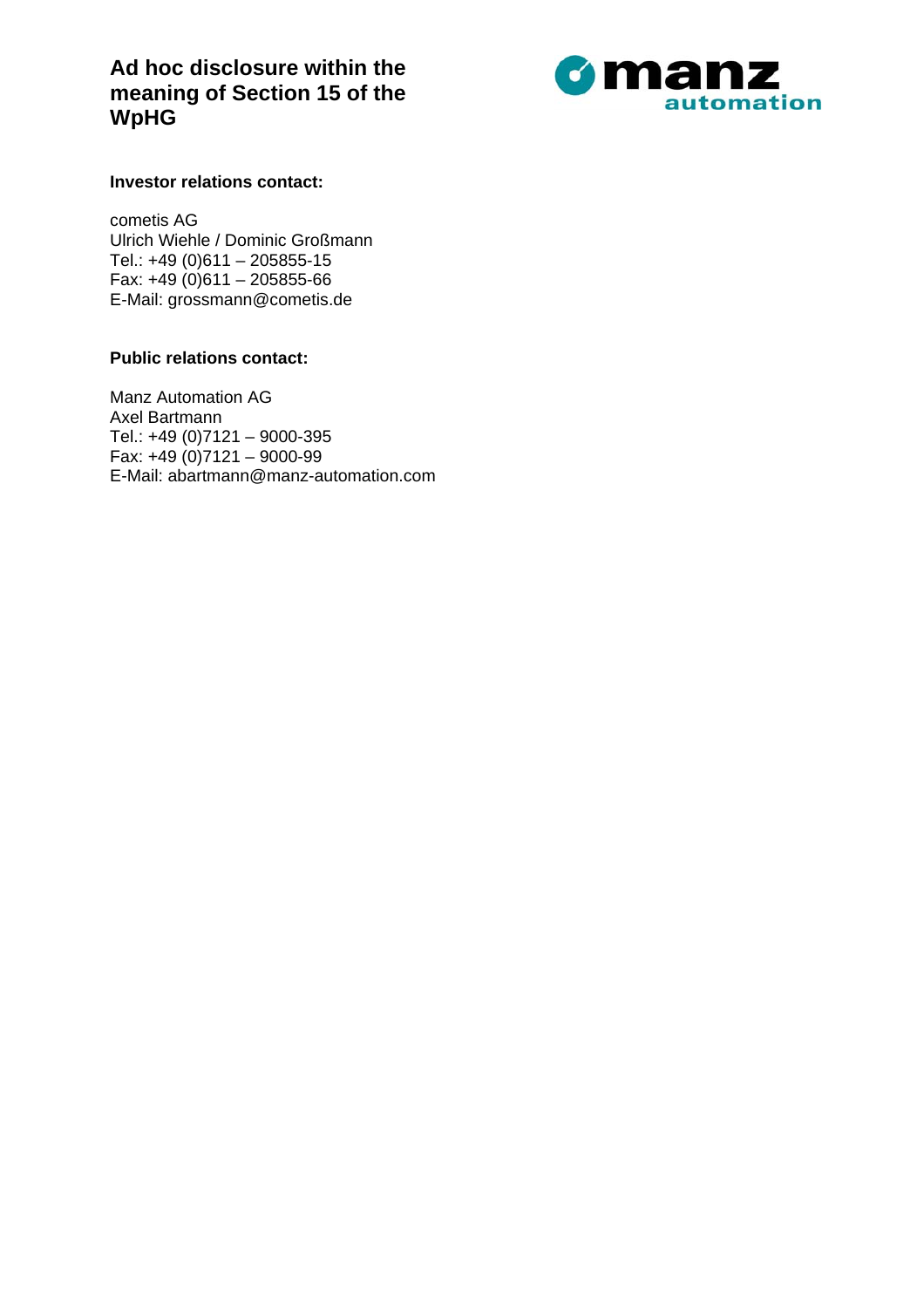# Ad hoc disclosure within the meaning of Section 15 of the WpHG

**Investor relations contact:**

cometis AG
Ulrich Wiehle / Dominic Großmann
Tel.: +49 (0)611 – 205855-15
Fax: +49 (0)611 – 205855-66
E-Mail: grossmann@cometis.de

**Public relations contact:**

Manz Automation AG
Axel Bartmann
Tel.: +49 (0)7121 – 9000-395
Fax: +49 (0)7121 – 9000-99
E-Mail: abartmann@manz-automation.com